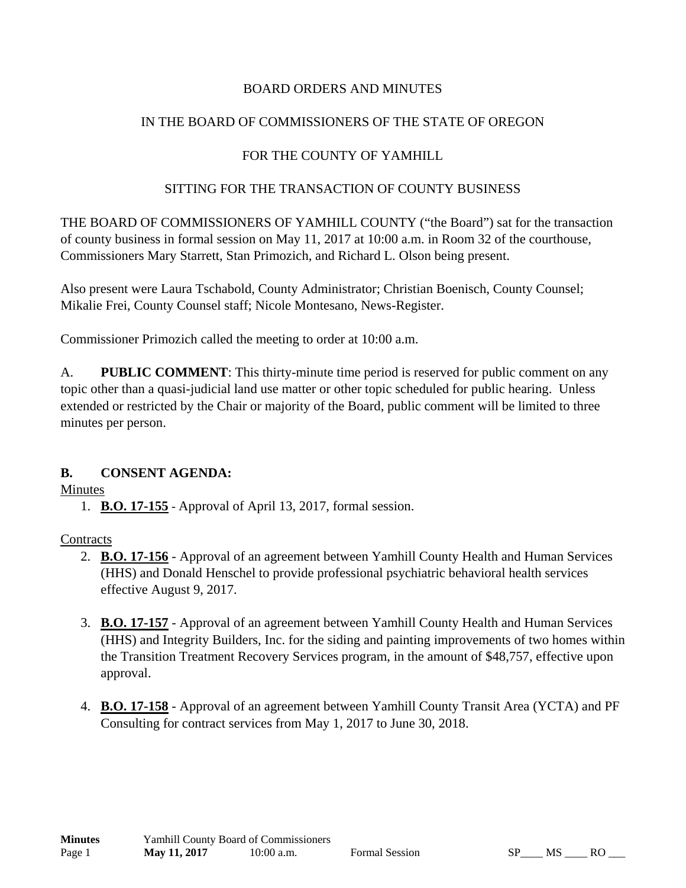BOARD ORDERS AND MINUTES

IN THE BOARD OF COMMISSIONERS OF THE STATE OF OREGON

FOR THE COUNTY OF YAMHILL

SITTING FOR THE TRANSACTION OF COUNTY BUSINESS

THE BOARD OF COMMISSIONERS OF YAMHILL COUNTY ("the Board") sat for the transaction of county business in formal session on May 11, 2017 at 10:00 a.m. in Room 32 of the courthouse, Commissioners Mary Starrett, Stan Primozich, and Richard L. Olson being present.

Also present were Laura Tschabold, County Administrator; Christian Boenisch, County Counsel; Mikalie Frei, County Counsel staff; Nicole Montesano, News-Register.

Commissioner Primozich called the meeting to order at 10:00 a.m.

A. **PUBLIC COMMENT**: This thirty-minute time period is reserved for public comment on any topic other than a quasi-judicial land use matter or other topic scheduled for public hearing. Unless extended or restricted by the Chair or majority of the Board, public comment will be limited to three minutes per person.

**B. CONSENT AGENDA:**

Minutes

1. **B.O. 17-155** - Approval of April 13, 2017, formal session.

Contracts

2. **B.O. 17-156** - Approval of an agreement between Yamhill County Health and Human Services (HHS) and Donald Henschel to provide professional psychiatric behavioral health services effective August 9, 2017.

3. **B.O. 17-157** - Approval of an agreement between Yamhill County Health and Human Services (HHS) and Integrity Builders, Inc. for the siding and painting improvements of two homes within the Transition Treatment Recovery Services program, in the amount of $48,757, effective upon approval.

4. **B.O. 17-158** - Approval of an agreement between Yamhill County Transit Area (YCTA) and PF Consulting for contract services from May 1, 2017 to June 30, 2018.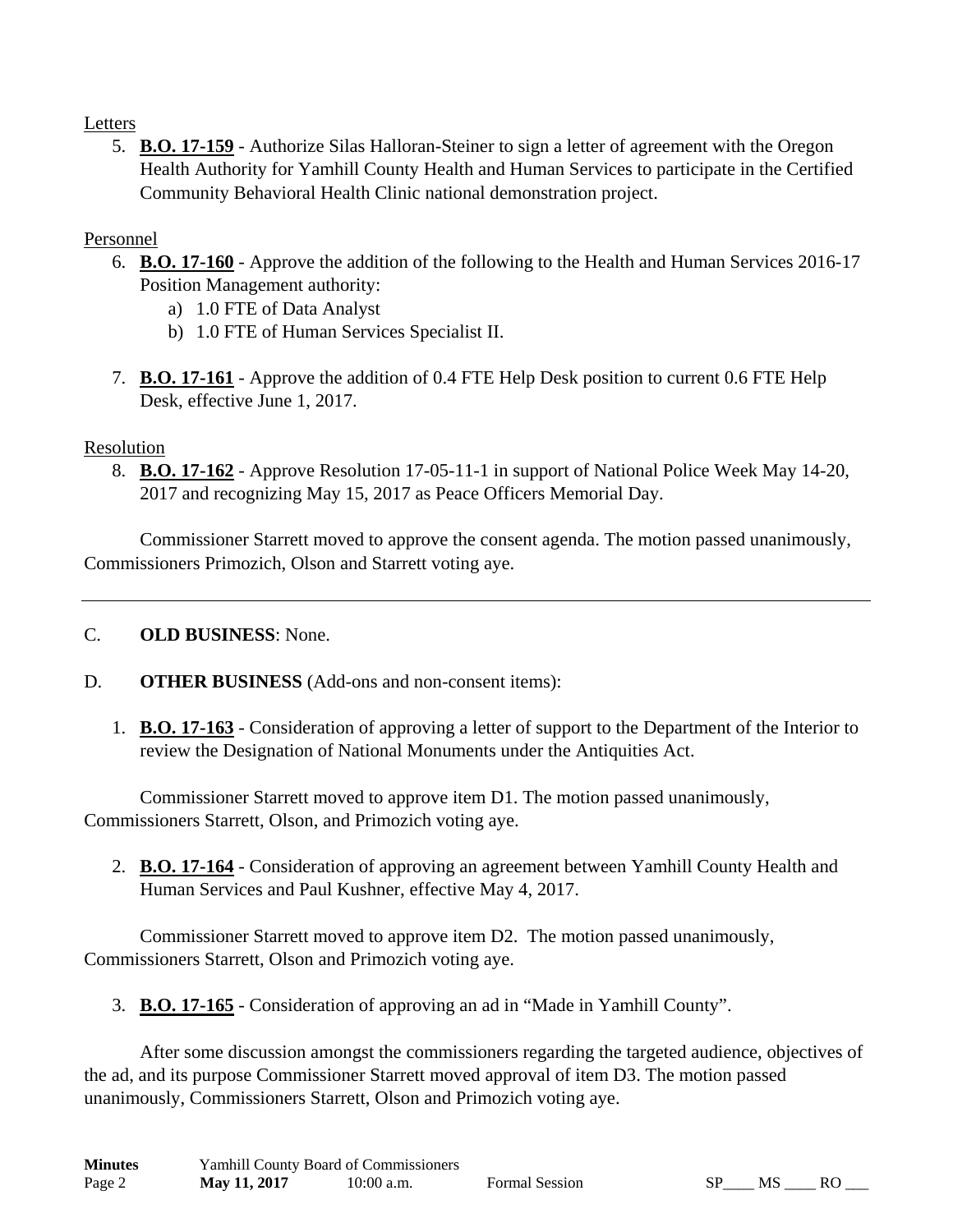Letters

5. **B.O. 17-159** - Authorize Silas Halloran-Steiner to sign a letter of agreement with the Oregon Health Authority for Yamhill County Health and Human Services to participate in the Certified Community Behavioral Health Clinic national demonstration project.

Personnel

6. **B.O. 17-160** - Approve the addition of the following to the Health and Human Services 2016-17 Position Management authority:
   a) 1.0 FTE of Data Analyst
   b) 1.0 FTE of Human Services Specialist II.

7. **B.O. 17-161** - Approve the addition of 0.4 FTE Help Desk position to current 0.6 FTE Help Desk, effective June 1, 2017.

Resolution

8. **B.O. 17-162** - Approve Resolution 17-05-11-1 in support of National Police Week May 14-20, 2017 and recognizing May 15, 2017 as Peace Officers Memorial Day.

Commissioner Starrett moved to approve the consent agenda. The motion passed unanimously, Commissioners Primozich, Olson and Starrett voting aye.

---

C. **OLD BUSINESS**: None.

D. **OTHER BUSINESS** (Add-ons and non-consent items):

1. **B.O. 17-163** - Consideration of approving a letter of support to the Department of the Interior to review the Designation of National Monuments under the Antiquities Act.

Commissioner Starrett moved to approve item D1. The motion passed unanimously, Commissioners Starrett, Olson, and Primozich voting aye.

2. **B.O. 17-164** - Consideration of approving an agreement between Yamhill County Health and Human Services and Paul Kushner, effective May 4, 2017.

Commissioner Starrett moved to approve item D2. The motion passed unanimously, Commissioners Starrett, Olson and Primozich voting aye.

3. **B.O. 17-165** - Consideration of approving an ad in "Made in Yamhill County".

After some discussion amongst the commissioners regarding the targeted audience, objectives of the ad, and its purpose Commissioner Starrett moved approval of item D3. The motion passed unanimously, Commissioners Starrett, Olson and Primozich voting aye.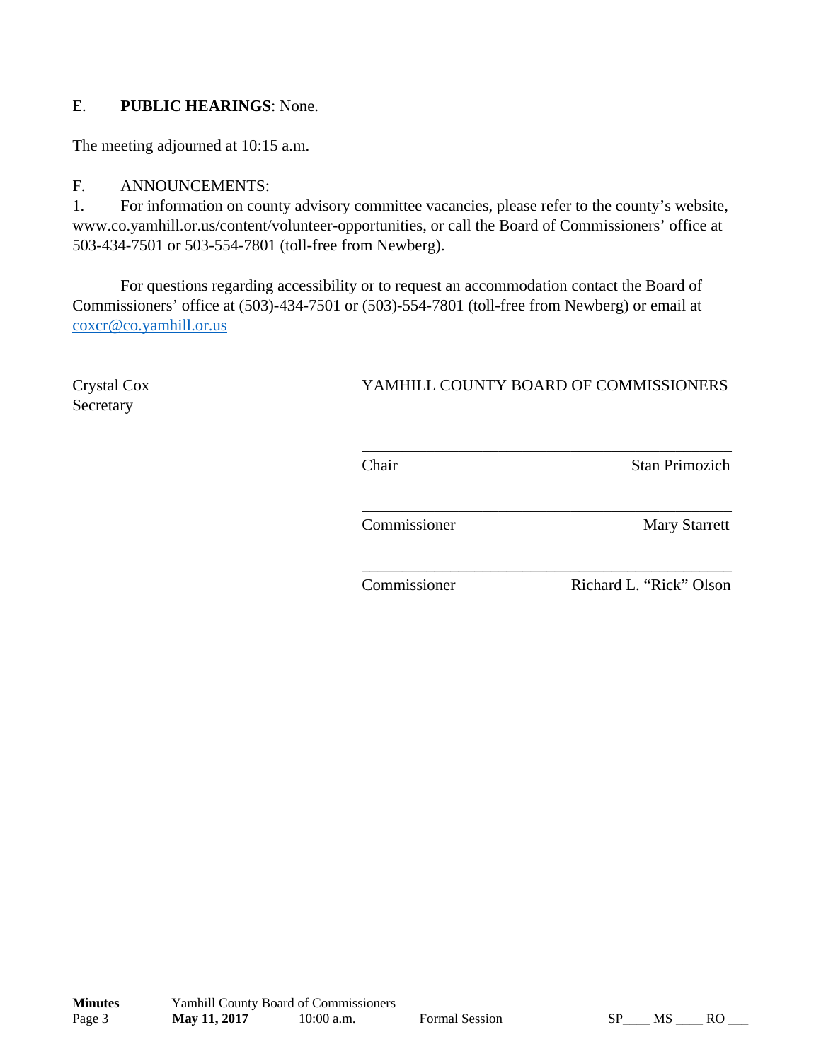E. **PUBLIC HEARINGS**: None.

The meeting adjourned at 10:15 a.m.

F. ANNOUNCEMENTS:

1. For information on county advisory committee vacancies, please refer to the county's website, www.co.yamhill.or.us/content/volunteer-opportunities, or call the Board of Commissioners' office at 503-434-7501 or 503-554-7801 (toll-free from Newberg).

For questions regarding accessibility or to request an accommodation contact the Board of Commissioners' office at (503)-434-7501 or (503)-554-7801 (toll-free from Newberg) or email at coxcr@co.yamhill.or.us

Crystal Cox
Secretary

YAMHILL COUNTY BOARD OF COMMISSIONERS

\_\_\_\_\_\_\_\_\_\_\_\_\_\_\_\_\_\_\_\_\_\_\_\_\_\_\_\_\_\_\_\_\_\_\_\_\_\_\_\_
Chair Stan Primozich

\_\_\_\_\_\_\_\_\_\_\_\_\_\_\_\_\_\_\_\_\_\_\_\_\_\_\_\_\_\_\_\_\_\_\_\_\_\_\_\_
Commissioner Mary Starrett

\_\_\_\_\_\_\_\_\_\_\_\_\_\_\_\_\_\_\_\_\_\_\_\_\_\_\_\_\_\_\_\_\_\_\_\_\_\_\_\_
Commissioner Richard L. "Rick" Olson